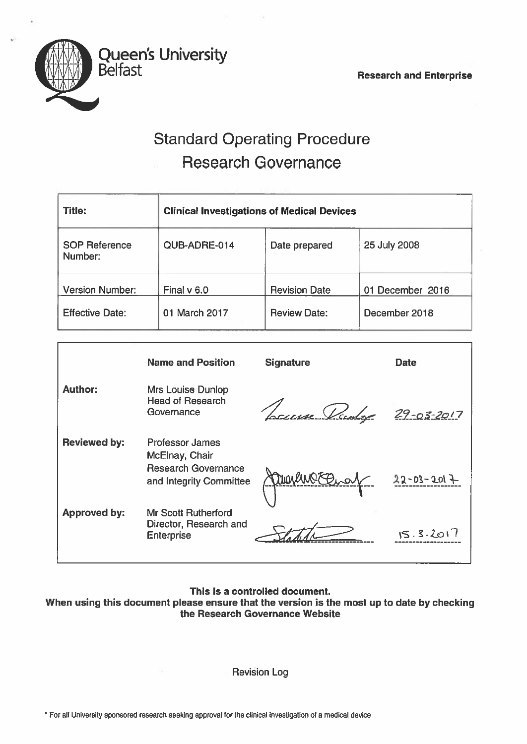Queen's University Belfast

**Research and Enterprise**

# Standard Operating Procedure
# Research Governance

| | | | |
|---|---|---|---|
| **Title:** | **Clinical Investigations of Medical Devices** | | |
| SOP Reference Number: | QUB-ADRE-014 | Date prepared | 25 July 2008 |
| Version Number: | Final v 6.0 | Revision Date | 01 December 2016 |
| Effective Date: | 01 March 2017 | Review Date: | December 2018 |

| | Name and Position | Signature | Date |
|---|---|---|---|
| **Author:** | Mrs Louise Dunlop Head of Research Governance | Louise Dunlop | 29-03-2017 |
| **Reviewed by:** | Professor James McElnay, Chair Research Governance and Integrity Committee | James McElnay | 22-03-2017 |
| **Approved by:** | Mr Scott Rutherford Director, Research and Enterprise | Scott Rutherford | 15.3.2017 |

**This is a controlled document.**
**When using this document please ensure that the version is the most up to date by checking the Research Governance Website**

Revision Log

* For all University sponsored research seeking approval for the clinical investigation of a medical device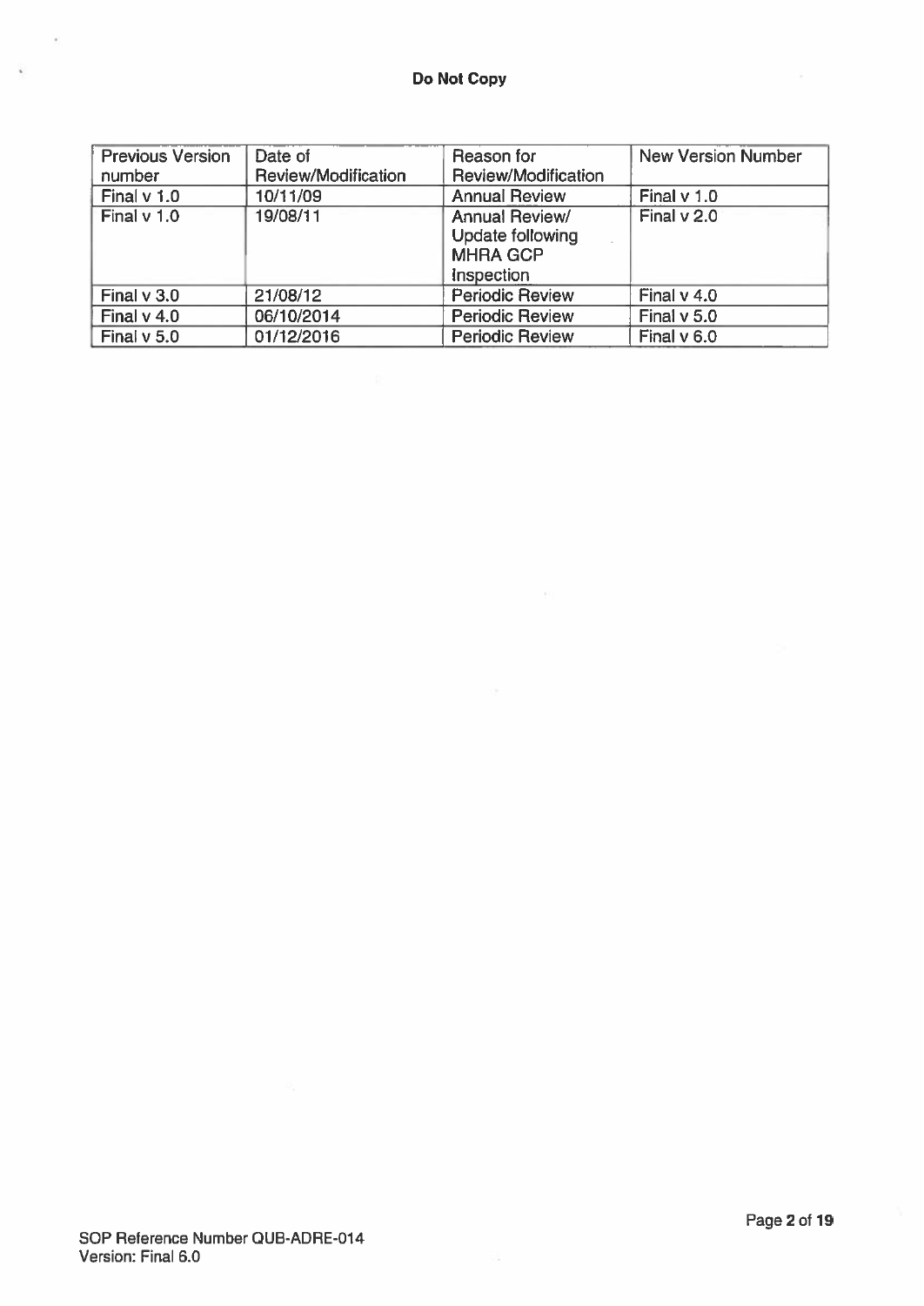**Do Not Copy**

| Previous Version number | Date of Review/Modification | Reason for Review/Modification | New Version Number |
| --- | --- | --- | --- |
| Final v 1.0 | 10/11/09 | Annual Review | Final v 1.0 |
| Final v 1.0 | 19/08/11 | Annual Review/ Update following MHRA GCP Inspection | Final v 2.0 |
| Final v 3.0 | 21/08/12 | Periodic Review | Final v 4.0 |
| Final v 4.0 | 06/10/2014 | Periodic Review | Final v 5.0 |
| Final v 5.0 | 01/12/2016 | Periodic Review | Final v 6.0 |

SOP Reference Number QUB-ADRE-014
Version: Final 6.0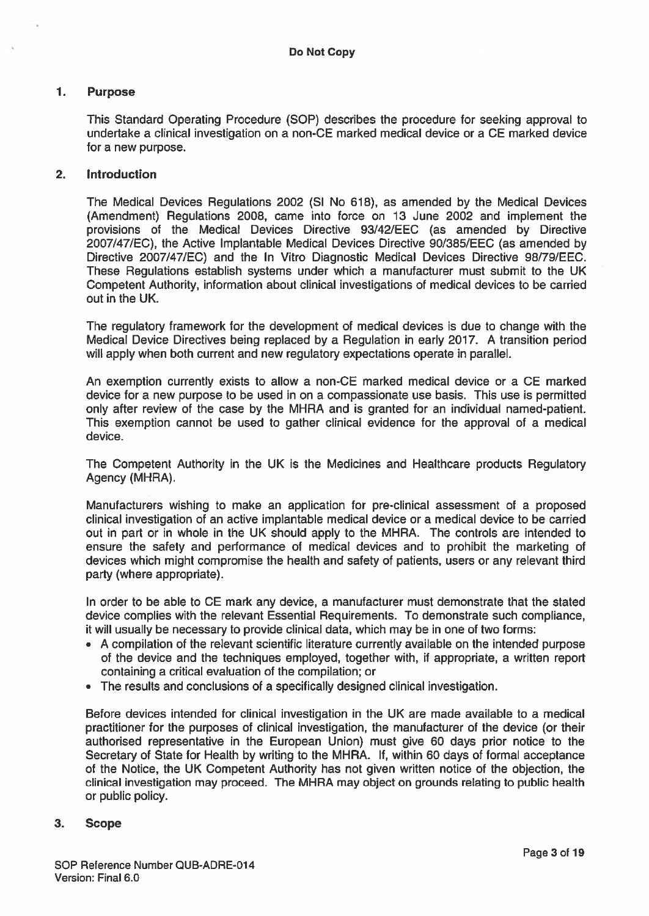## 1. Purpose

This Standard Operating Procedure (SOP) describes the procedure for seeking approval to undertake a clinical investigation on a non-CE marked medical device or a CE marked device for a new purpose.

## 2. Introduction

The Medical Devices Regulations 2002 (SI No 618), as amended by the Medical Devices (Amendment) Regulations 2008, came into force on 13 June 2002 and implement the provisions of the Medical Devices Directive 93/42/EEC (as amended by Directive 2007/47/EC), the Active Implantable Medical Devices Directive 90/385/EEC (as amended by Directive 2007/47/EC) and the In Vitro Diagnostic Medical Devices Directive 98/79/EEC. These Regulations establish systems under which a manufacturer must submit to the UK Competent Authority, information about clinical investigations of medical devices to be carried out in the UK.

The regulatory framework for the development of medical devices is due to change with the Medical Device Directives being replaced by a Regulation in early 2017. A transition period will apply when both current and new regulatory expectations operate in parallel.

An exemption currently exists to allow a non-CE marked medical device or a CE marked device for a new purpose to be used in on a compassionate use basis. This use is permitted only after review of the case by the MHRA and is granted for an individual named-patient. This exemption cannot be used to gather clinical evidence for the approval of a medical device.

The Competent Authority in the UK is the Medicines and Healthcare products Regulatory Agency (MHRA).

Manufacturers wishing to make an application for pre-clinical assessment of a proposed clinical investigation of an active implantable medical device or a medical device to be carried out in part or in whole in the UK should apply to the MHRA. The controls are intended to ensure the safety and performance of medical devices and to prohibit the marketing of devices which might compromise the health and safety of patients, users or any relevant third party (where appropriate).

In order to be able to CE mark any device, a manufacturer must demonstrate that the stated device complies with the relevant Essential Requirements. To demonstrate such compliance, it will usually be necessary to provide clinical data, which may be in one of two forms:

- A compilation of the relevant scientific literature currently available on the intended purpose of the device and the techniques employed, together with, if appropriate, a written report containing a critical evaluation of the compilation; or
- The results and conclusions of a specifically designed clinical investigation.

Before devices intended for clinical investigation in the UK are made available to a medical practitioner for the purposes of clinical investigation, the manufacturer of the device (or their authorised representative in the European Union) must give 60 days prior notice to the Secretary of State for Health by writing to the MHRA. If, within 60 days of formal acceptance of the Notice, the UK Competent Authority has not given written notice of the objection, the clinical investigation may proceed. The MHRA may object on grounds relating to public health or public policy.

## 3. Scope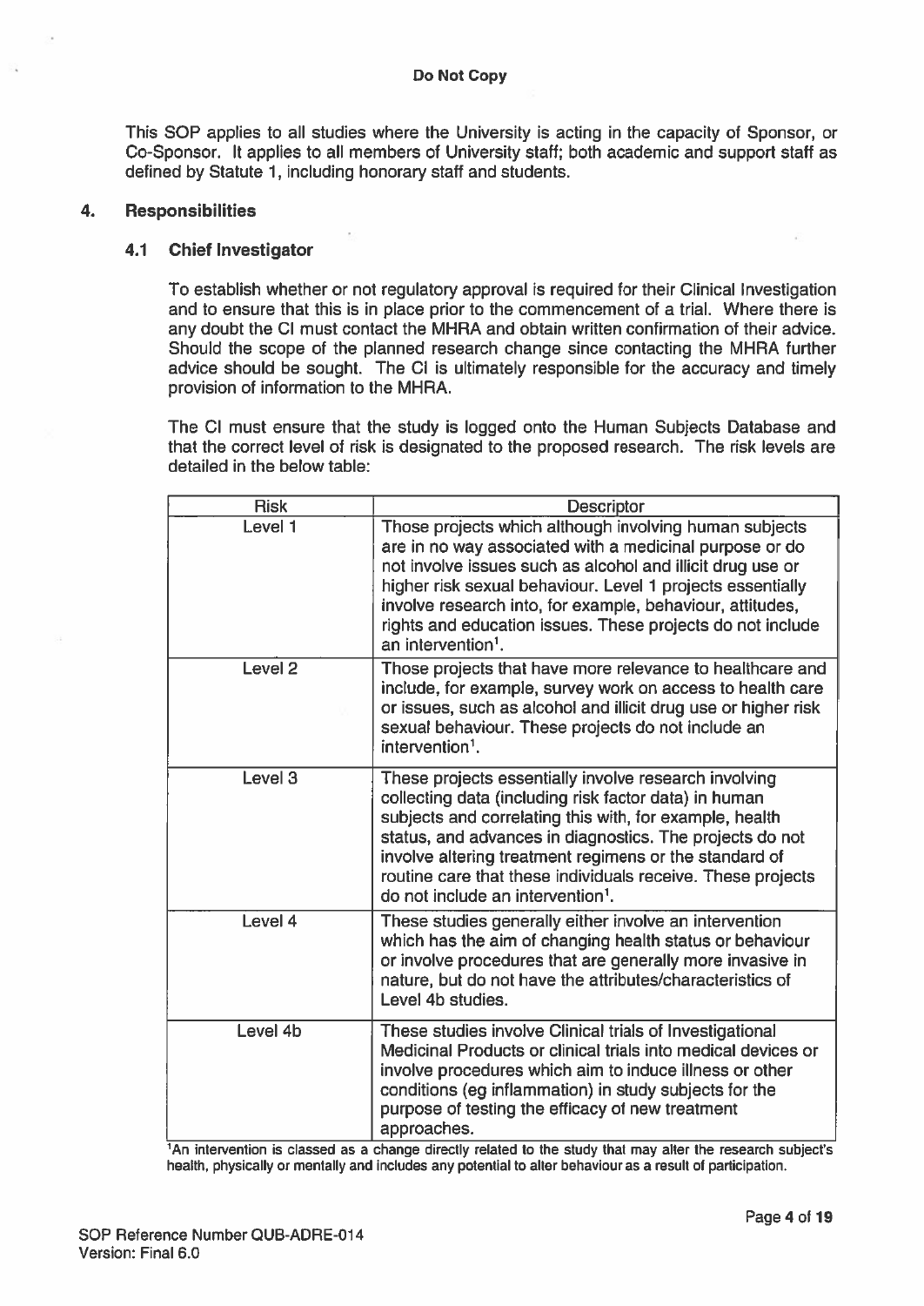This SOP applies to all studies where the University is acting in the capacity of Sponsor, or Co-Sponsor. It applies to all members of University staff; both academic and support staff as defined by Statute 1, including honorary staff and students.

## 4. Responsibilities

### 4.1 Chief Investigator

To establish whether or not regulatory approval is required for their Clinical Investigation and to ensure that this is in place prior to the commencement of a trial. Where there is any doubt the CI must contact the MHRA and obtain written confirmation of their advice. Should the scope of the planned research change since contacting the MHRA further advice should be sought. The CI is ultimately responsible for the accuracy and timely provision of information to the MHRA.

The CI must ensure that the study is logged onto the Human Subjects Database and that the correct level of risk is designated to the proposed research. The risk levels are detailed in the below table:

| Risk | Descriptor |
|---|---|
| Level 1 | Those projects which although involving human subjects are in no way associated with a medicinal purpose or do not involve issues such as alcohol and illicit drug use or higher risk sexual behaviour. Level 1 projects essentially involve research into, for example, behaviour, attitudes, rights and education issues. These projects do not include an intervention[1]. |
| Level 2 | Those projects that have more relevance to healthcare and include, for example, survey work on access to health care or issues, such as alcohol and illicit drug use or higher risk sexual behaviour. These projects do not include an intervention[1]. |
| Level 3 | These projects essentially involve research involving collecting data (including risk factor data) in human subjects and correlating this with, for example, health status, and advances in diagnostics. The projects do not involve altering treatment regimens or the standard of routine care that these individuals receive. These projects do not include an intervention[1]. |
| Level 4 | These studies generally either involve an intervention which has the aim of changing health status or behaviour or involve procedures that are generally more invasive in nature, but do not have the attributes/characteristics of Level 4b studies. |
| Level 4b | These studies involve Clinical trials of Investigational Medicinal Products or clinical trials into medical devices or involve procedures which aim to induce illness or other conditions (eg inflammation) in study subjects for the purpose of testing the efficacy of new treatment approaches. |

[1]An intervention is classed as a change directly related to the study that may alter the research subject's health, physically or mentally and includes any potential to alter behaviour as a result of participation.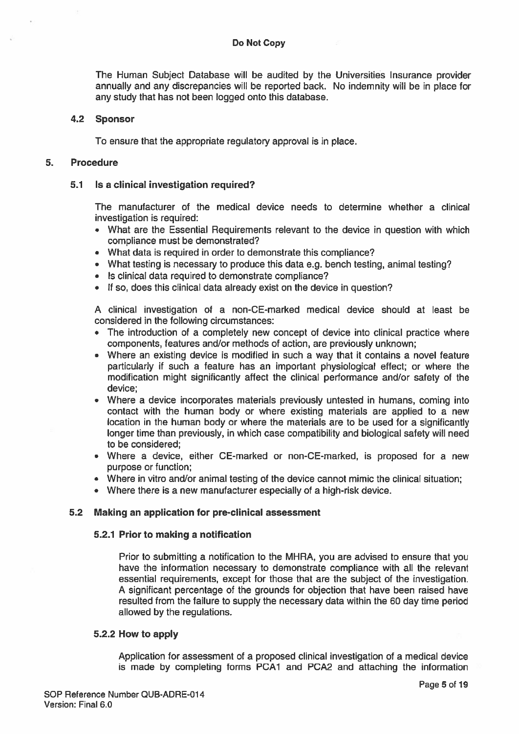The Human Subject Database will be audited by the Universities Insurance provider annually and any discrepancies will be reported back. No indemnity will be in place for any study that has not been logged onto this database.

### 4.2 Sponsor

To ensure that the appropriate regulatory approval is in place.

## 5. Procedure

### 5.1 Is a clinical investigation required?

The manufacturer of the medical device needs to determine whether a clinical investigation is required:

- What are the Essential Requirements relevant to the device in question with which compliance must be demonstrated?
- What data is required in order to demonstrate this compliance?
- What testing is necessary to produce this data e.g. bench testing, animal testing?
- Is clinical data required to demonstrate compliance?
- If so, does this clinical data already exist on the device in question?

A clinical investigation of a non-CE-marked medical device should at least be considered in the following circumstances:

- The introduction of a completely new concept of device into clinical practice where components, features and/or methods of action, are previously unknown;
- Where an existing device is modified in such a way that it contains a novel feature particularly if such a feature has an important physiological effect; or where the modification might significantly affect the clinical performance and/or safety of the device;
- Where a device incorporates materials previously untested in humans, coming into contact with the human body or where existing materials are applied to a new location in the human body or where the materials are to be used for a significantly longer time than previously, in which case compatibility and biological safety will need to be considered;
- Where a device, either CE-marked or non-CE-marked, is proposed for a new purpose or function;
- Where in vitro and/or animal testing of the device cannot mimic the clinical situation;
- Where there is a new manufacturer especially of a high-risk device.

### 5.2 Making an application for pre-clinical assessment

#### 5.2.1 Prior to making a notification

Prior to submitting a notification to the MHRA, you are advised to ensure that you have the information necessary to demonstrate compliance with all the relevant essential requirements, except for those that are the subject of the investigation. A significant percentage of the grounds for objection that have been raised have resulted from the failure to supply the necessary data within the 60 day time period allowed by the regulations.

#### 5.2.2 How to apply

Application for assessment of a proposed clinical investigation of a medical device is made by completing forms PCA1 and PCA2 and attaching the information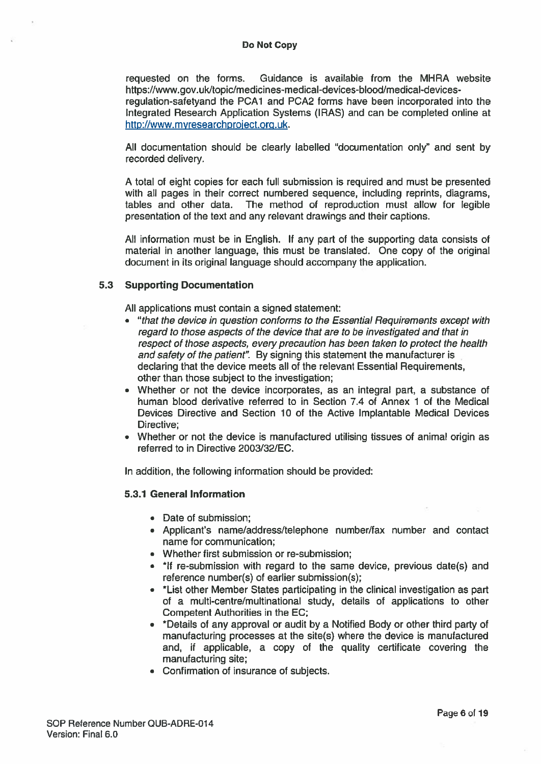requested on the forms. Guidance is available from the MHRA website https://www.gov.uk/topic/medicines-medical-devices-blood/medical-devices-regulation-safetyand the PCA1 and PCA2 forms have been incorporated into the Integrated Research Application Systems (IRAS) and can be completed online at http://www.myresearchproject.org.uk.

All documentation should be clearly labelled "documentation only" and sent by recorded delivery.

A total of eight copies for each full submission is required and must be presented with all pages in their correct numbered sequence, including reprints, diagrams, tables and other data. The method of reproduction must allow for legible presentation of the text and any relevant drawings and their captions.

All information must be in English. If any part of the supporting data consists of material in another language, this must be translated. One copy of the original document in its original language should accompany the application.

## 5.3 Supporting Documentation

All applications must contain a signed statement:

- "*that the device in question conforms to the Essential Requirements except with regard to those aspects of the device that are to be investigated and that in respect of those aspects, every precaution has been taken to protect the health and safety of the patient*". By signing this statement the manufacturer is declaring that the device meets all of the relevant Essential Requirements, other than those subject to the investigation;
- Whether or not the device incorporates, as an integral part, a substance of human blood derivative referred to in Section 7.4 of Annex 1 of the Medical Devices Directive and Section 10 of the Active Implantable Medical Devices Directive;
- Whether or not the device is manufactured utilising tissues of animal origin as referred to in Directive 2003/32/EC.

In addition, the following information should be provided:

### 5.3.1 General Information

- Date of submission;
- Applicant's name/address/telephone number/fax number and contact name for communication;
- Whether first submission or re-submission;
- *If re-submission with regard to the same device, previous date(s) and reference number(s) of earlier submission(s);
- *List other Member States participating in the clinical investigation as part of a multi-centre/multinational study, details of applications to other Competent Authorities in the EC;
- *Details of any approval or audit by a Notified Body or other third party of manufacturing processes at the site(s) where the device is manufactured and, if applicable, a copy of the quality certificate covering the manufacturing site;
- Confirmation of insurance of subjects.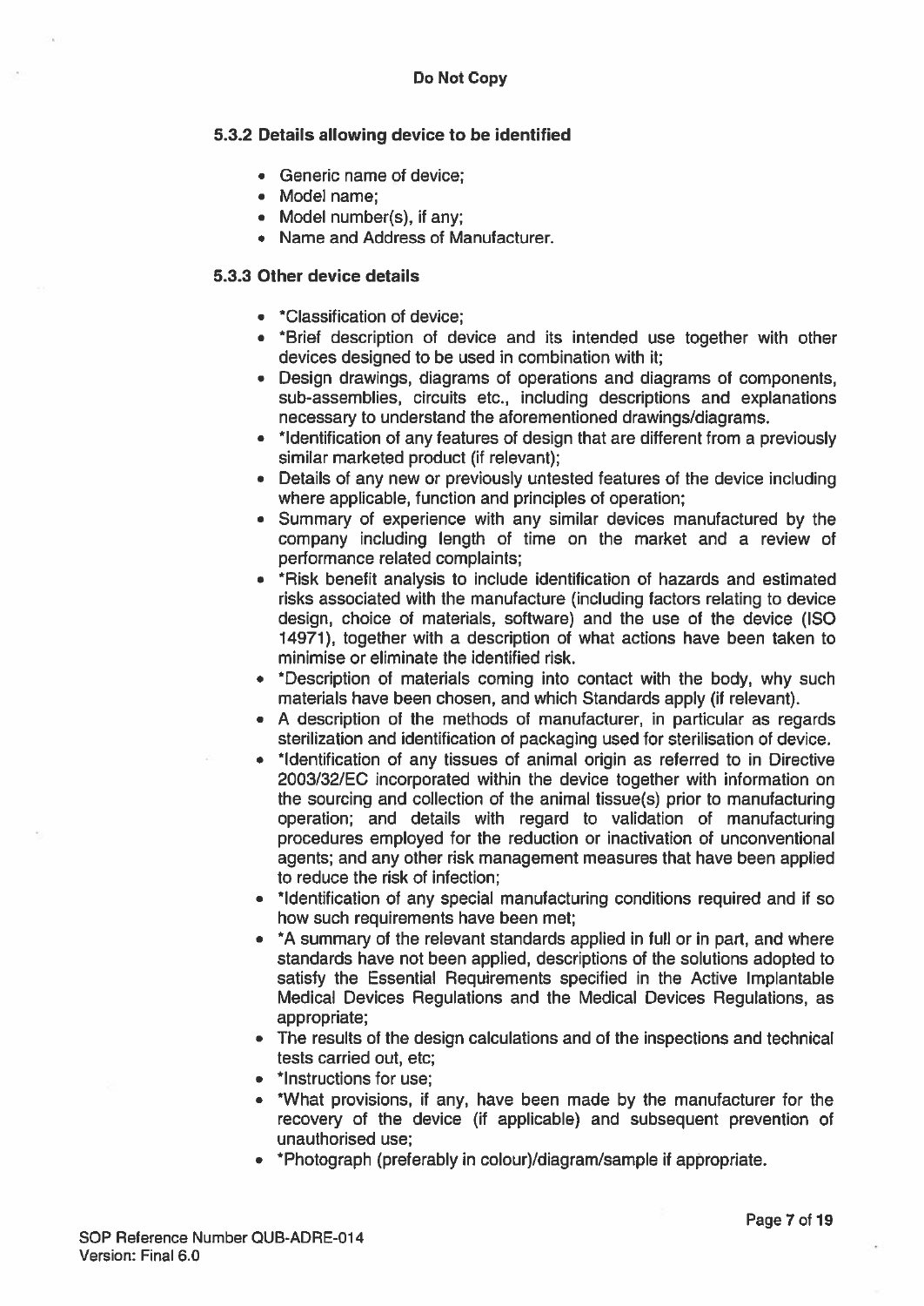Do Not Copy

### 5.3.2 Details allowing device to be identified

- Generic name of device;
- Model name;
- Model number(s), if any;
- Name and Address of Manufacturer.

### 5.3.3 Other device details

- *Classification of device;
- *Brief description of device and its intended use together with other devices designed to be used in combination with it;
- Design drawings, diagrams of operations and diagrams of components, sub-assemblies, circuits etc., including descriptions and explanations necessary to understand the aforementioned drawings/diagrams.
- *Identification of any features of design that are different from a previously similar marketed product (if relevant);
- Details of any new or previously untested features of the device including where applicable, function and principles of operation;
- Summary of experience with any similar devices manufactured by the company including length of time on the market and a review of performance related complaints;
- *Risk benefit analysis to include identification of hazards and estimated risks associated with the manufacture (including factors relating to device design, choice of materials, software) and the use of the device (ISO 14971), together with a description of what actions have been taken to minimise or eliminate the identified risk.
- *Description of materials coming into contact with the body, why such materials have been chosen, and which Standards apply (if relevant).
- A description of the methods of manufacturer, in particular as regards sterilization and identification of packaging used for sterilisation of device.
- *Identification of any tissues of animal origin as referred to in Directive 2003/32/EC incorporated within the device together with information on the sourcing and collection of the animal tissue(s) prior to manufacturing operation; and details with regard to validation of manufacturing procedures employed for the reduction or inactivation of unconventional agents; and any other risk management measures that have been applied to reduce the risk of infection;
- *Identification of any special manufacturing conditions required and if so how such requirements have been met;
- *A summary of the relevant standards applied in full or in part, and where standards have not been applied, descriptions of the solutions adopted to satisfy the Essential Requirements specified in the Active Implantable Medical Devices Regulations and the Medical Devices Regulations, as appropriate;
- The results of the design calculations and of the inspections and technical tests carried out, etc;
- *Instructions for use;
- *What provisions, if any, have been made by the manufacturer for the recovery of the device (if applicable) and subsequent prevention of unauthorised use;
- *Photograph (preferably in colour)/diagram/sample if appropriate.

SOP Reference Number QUB-ADRE-014
Version: Final 6.0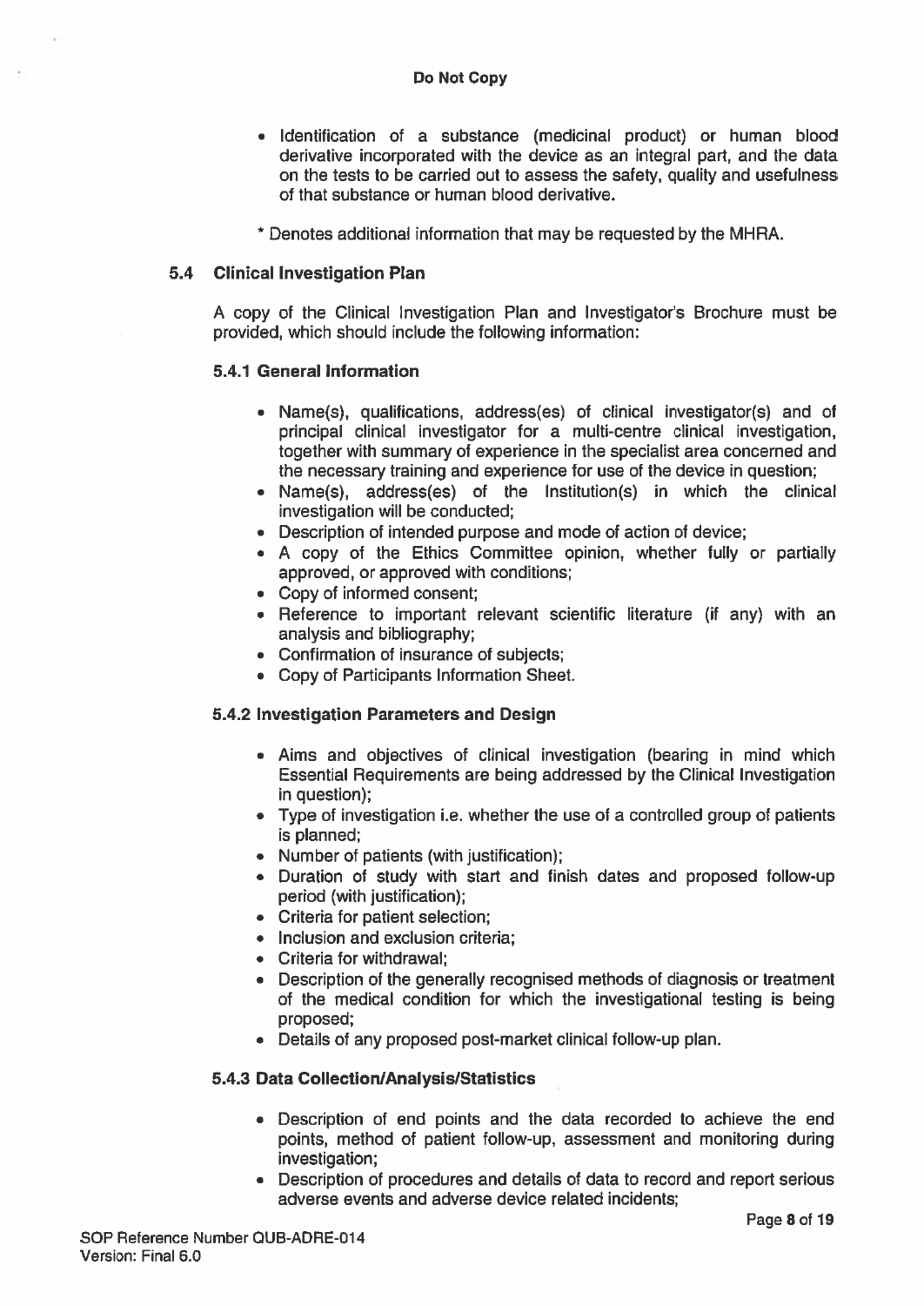- Identification of a substance (medicinal product) or human blood derivative incorporated with the device as an integral part, and the data on the tests to be carried out to assess the safety, quality and usefulness of that substance or human blood derivative.

* Denotes additional information that may be requested by the MHRA.

## 5.4 Clinical Investigation Plan

A copy of the Clinical Investigation Plan and Investigator's Brochure must be provided, which should include the following information:

### 5.4.1 General Information

- Name(s), qualifications, address(es) of clinical investigator(s) and of principal clinical investigator for a multi-centre clinical investigation, together with summary of experience in the specialist area concerned and the necessary training and experience for use of the device in question;
- Name(s), address(es) of the Institution(s) in which the clinical investigation will be conducted;
- Description of intended purpose and mode of action of device;
- A copy of the Ethics Committee opinion, whether fully or partially approved, or approved with conditions;
- Copy of informed consent;
- Reference to important relevant scientific literature (if any) with an analysis and bibliography;
- Confirmation of insurance of subjects;
- Copy of Participants Information Sheet.

### 5.4.2 Investigation Parameters and Design

- Aims and objectives of clinical investigation (bearing in mind which Essential Requirements are being addressed by the Clinical Investigation in question);
- Type of investigation i.e. whether the use of a controlled group of patients is planned;
- Number of patients (with justification);
- Duration of study with start and finish dates and proposed follow-up period (with justification);
- Criteria for patient selection;
- Inclusion and exclusion criteria;
- Criteria for withdrawal;
- Description of the generally recognised methods of diagnosis or treatment of the medical condition for which the investigational testing is being proposed;
- Details of any proposed post-market clinical follow-up plan.

### 5.4.3 Data Collection/Analysis/Statistics

- Description of end points and the data recorded to achieve the end points, method of patient follow-up, assessment and monitoring during investigation;
- Description of procedures and details of data to record and report serious adverse events and adverse device related incidents;

SOP Reference Number QUB-ADRE-014
Version: Final 6.0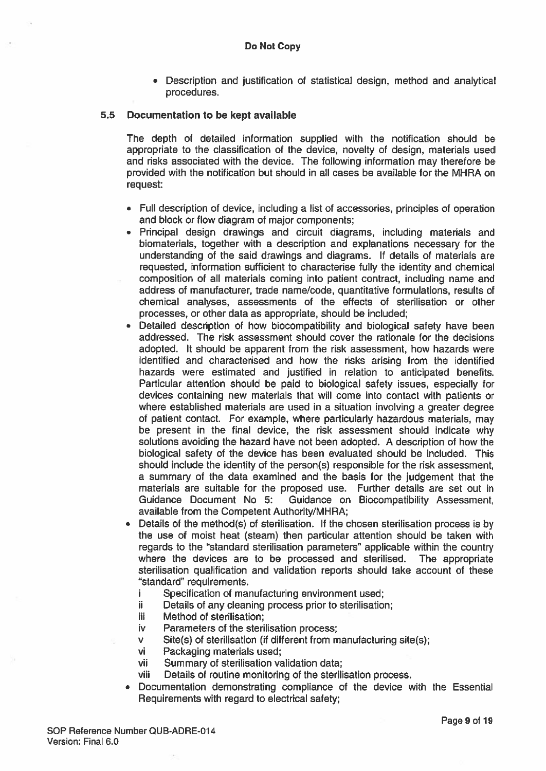- Description and justification of statistical design, method and analytical procedures.

### 5.5 Documentation to be kept available

The depth of detailed information supplied with the notification should be appropriate to the classification of the device, novelty of design, materials used and risks associated with the device. The following information may therefore be provided with the notification but should in all cases be available for the MHRA on request:

- Full description of device, including a list of accessories, principles of operation and block or flow diagram of major components;
- Principal design drawings and circuit diagrams, including materials and biomaterials, together with a description and explanations necessary for the understanding of the said drawings and diagrams. If details of materials are requested, information sufficient to characterise fully the identity and chemical composition of all materials coming into patient contract, including name and address of manufacturer, trade name/code, quantitative formulations, results of chemical analyses, assessments of the effects of sterilisation or other processes, or other data as appropriate, should be included;
- Detailed description of how biocompatibility and biological safety have been addressed. The risk assessment should cover the rationale for the decisions adopted. It should be apparent from the risk assessment, how hazards were identified and characterised and how the risks arising from the identified hazards were estimated and justified in relation to anticipated benefits. Particular attention should be paid to biological safety issues, especially for devices containing new materials that will come into contact with patients or where established materials are used in a situation involving a greater degree of patient contact. For example, where particularly hazardous materials, may be present in the final device, the risk assessment should indicate why solutions avoiding the hazard have not been adopted. A description of how the biological safety of the device has been evaluated should be included. This should include the identity of the person(s) responsible for the risk assessment, a summary of the data examined and the basis for the judgement that the materials are suitable for the proposed use. Further details are set out in Guidance Document No 5: Guidance on Biocompatibility Assessment, available from the Competent Authority/MHRA;
- Details of the method(s) of sterilisation. If the chosen sterilisation process is by the use of moist heat (steam) then particular attention should be taken with regards to the "standard sterilisation parameters" applicable within the country where the devices are to be processed and sterilised. The appropriate sterilisation qualification and validation reports should take account of these "standard" requirements.
  - i Specification of manufacturing environment used;
  - ii Details of any cleaning process prior to sterilisation;
  - iii Method of sterilisation;
  - iv Parameters of the sterilisation process;
  - v Site(s) of sterilisation (if different from manufacturing site(s);
  - vi Packaging materials used;
  - vii Summary of sterilisation validation data;
  - viii Details of routine monitoring of the sterilisation process.
- Documentation demonstrating compliance of the device with the Essential Requirements with regard to electrical safety;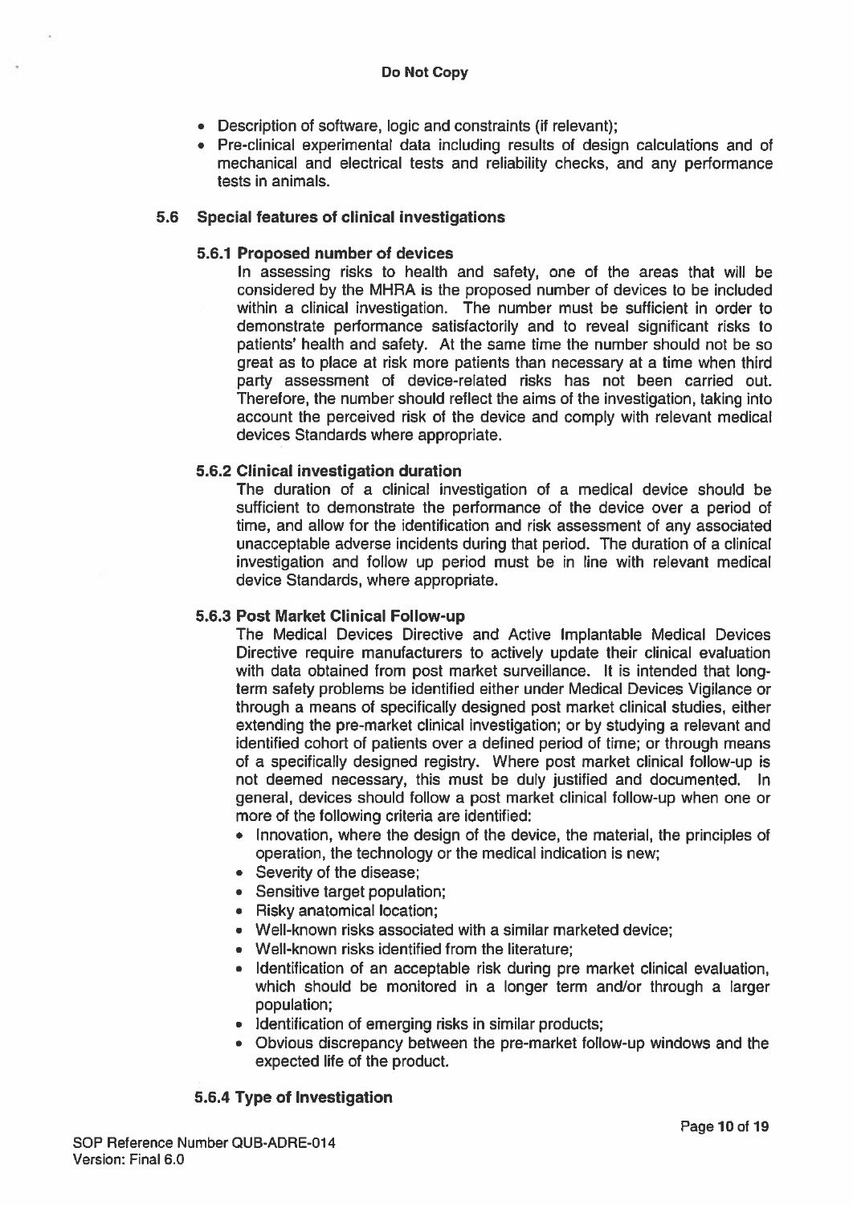- Description of software, logic and constraints (if relevant);
- Pre-clinical experimental data including results of design calculations and of mechanical and electrical tests and reliability checks, and any performance tests in animals.

## 5.6 Special features of clinical investigations

### 5.6.1 Proposed number of devices

In assessing risks to health and safety, one of the areas that will be considered by the MHRA is the proposed number of devices to be included within a clinical investigation. The number must be sufficient in order to demonstrate performance satisfactorily and to reveal significant risks to patients' health and safety. At the same time the number should not be so great as to place at risk more patients than necessary at a time when third party assessment of device-related risks has not been carried out. Therefore, the number should reflect the aims of the investigation, taking into account the perceived risk of the device and comply with relevant medical devices Standards where appropriate.

### 5.6.2 Clinical investigation duration

The duration of a clinical investigation of a medical device should be sufficient to demonstrate the performance of the device over a period of time, and allow for the identification and risk assessment of any associated unacceptable adverse incidents during that period. The duration of a clinical investigation and follow up period must be in line with relevant medical device Standards, where appropriate.

### 5.6.3 Post Market Clinical Follow-up

The Medical Devices Directive and Active Implantable Medical Devices Directive require manufacturers to actively update their clinical evaluation with data obtained from post market surveillance. It is intended that long-term safety problems be identified either under Medical Devices Vigilance or through a means of specifically designed post market clinical studies, either extending the pre-market clinical investigation; or by studying a relevant and identified cohort of patients over a defined period of time; or through means of a specifically designed registry. Where post market clinical follow-up is not deemed necessary, this must be duly justified and documented. In general, devices should follow a post market clinical follow-up when one or more of the following criteria are identified:

- Innovation, where the design of the device, the material, the principles of operation, the technology or the medical indication is new;
- Severity of the disease;
- Sensitive target population;
- Risky anatomical location;
- Well-known risks associated with a similar marketed device;
- Well-known risks identified from the literature;
- Identification of an acceptable risk during pre market clinical evaluation, which should be monitored in a longer term and/or through a larger population;
- Identification of emerging risks in similar products;
- Obvious discrepancy between the pre-market follow-up windows and the expected life of the product.

### 5.6.4 Type of Investigation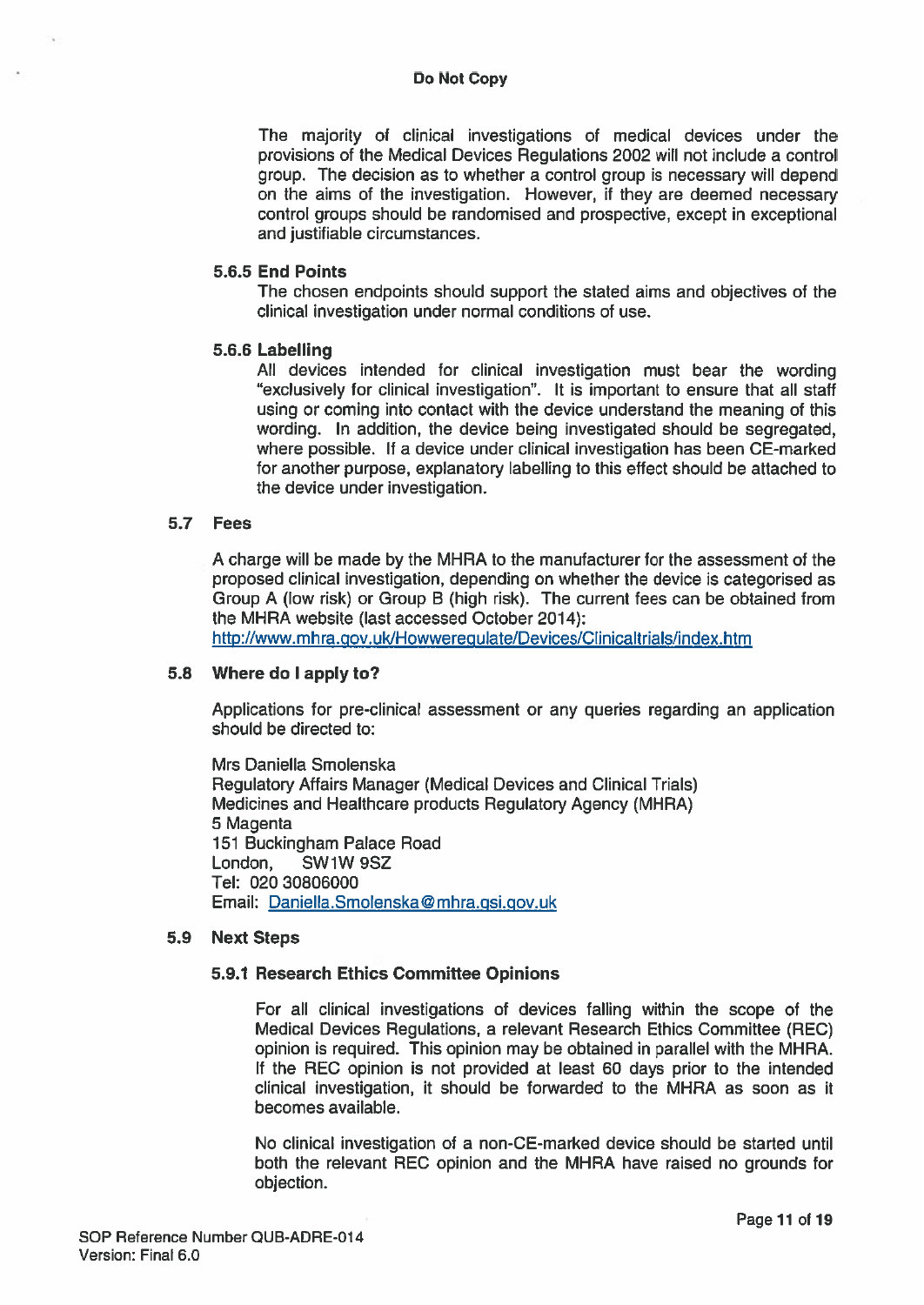The majority of clinical investigations of medical devices under the provisions of the Medical Devices Regulations 2002 will not include a control group. The decision as to whether a control group is necessary will depend on the aims of the investigation. However, if they are deemed necessary control groups should be randomised and prospective, except in exceptional and justifiable circumstances.

#### 5.6.5 End Points

The chosen endpoints should support the stated aims and objectives of the clinical investigation under normal conditions of use.

#### 5.6.6 Labelling

All devices intended for clinical investigation must bear the wording "exclusively for clinical investigation". It is important to ensure that all staff using or coming into contact with the device understand the meaning of this wording. In addition, the device being investigated should be segregated, where possible. If a device under clinical investigation has been CE-marked for another purpose, explanatory labelling to this effect should be attached to the device under investigation.

### 5.7 Fees

A charge will be made by the MHRA to the manufacturer for the assessment of the proposed clinical investigation, depending on whether the device is categorised as Group A (low risk) or Group B (high risk). The current fees can be obtained from the MHRA website (last accessed October 2014):
http://www.mhra.gov.uk/Howweregulate/Devices/Clinicaltrials/index.htm

### 5.8 Where do I apply to?

Applications for pre-clinical assessment or any queries regarding an application should be directed to:

Mrs Daniella Smolenska
Regulatory Affairs Manager (Medical Devices and Clinical Trials)
Medicines and Healthcare products Regulatory Agency (MHRA)
5 Magenta
151 Buckingham Palace Road
London, SW1W 9SZ
Tel: 020 30806000
Email: Daniella.Smolenska@mhra.gsi.gov.uk

### 5.9 Next Steps

#### 5.9.1 Research Ethics Committee Opinions

For all clinical investigations of devices falling within the scope of the Medical Devices Regulations, a relevant Research Ethics Committee (REC) opinion is required. This opinion may be obtained in parallel with the MHRA. If the REC opinion is not provided at least 60 days prior to the intended clinical investigation, it should be forwarded to the MHRA as soon as it becomes available.

No clinical investigation of a non-CE-marked device should be started until both the relevant REC opinion and the MHRA have raised no grounds for objection.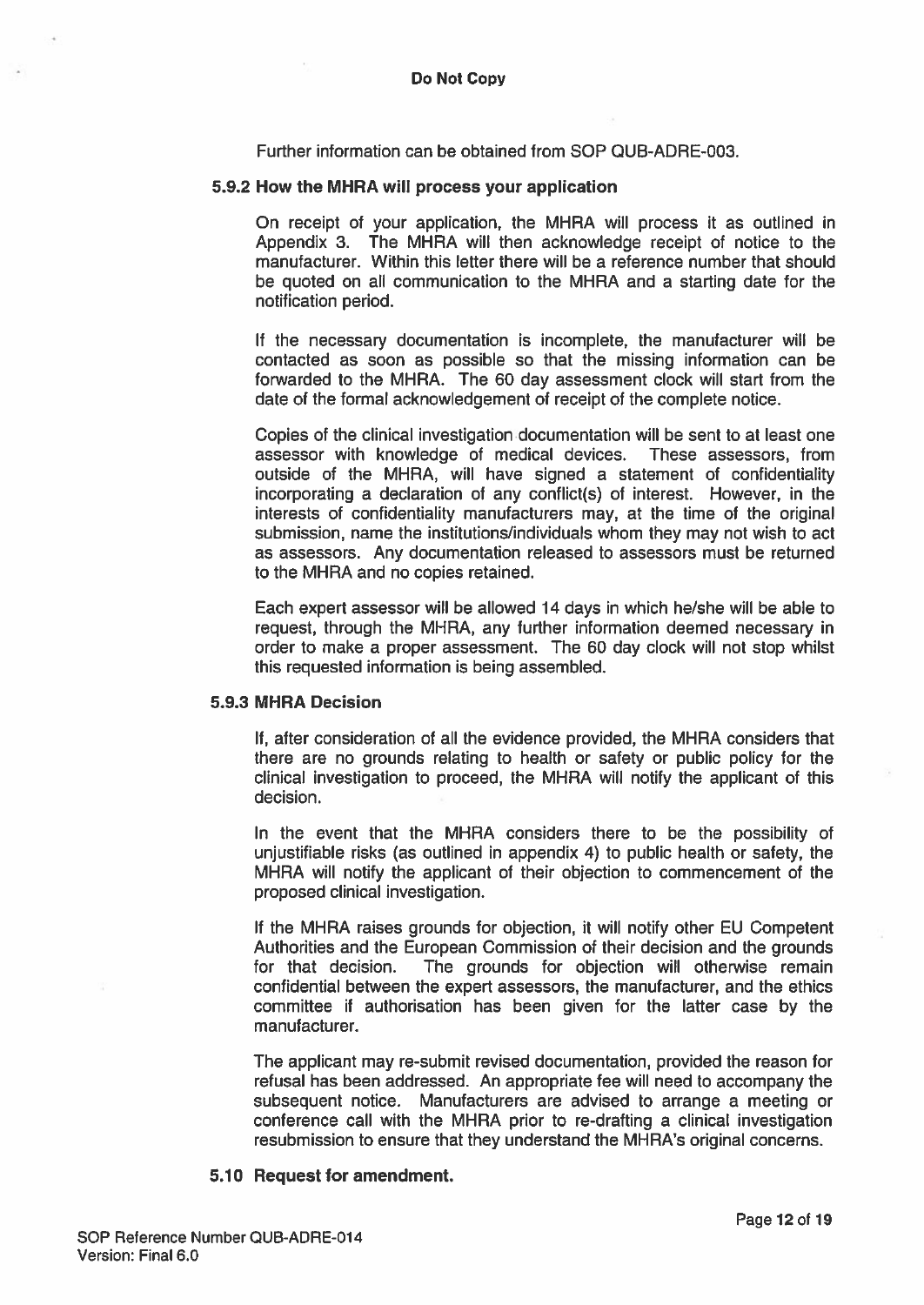Further information can be obtained from SOP QUB-ADRE-003.

### 5.9.2 How the MHRA will process your application

On receipt of your application, the MHRA will process it as outlined in Appendix 3. The MHRA will then acknowledge receipt of notice to the manufacturer. Within this letter there will be a reference number that should be quoted on all communication to the MHRA and a starting date for the notification period.

If the necessary documentation is incomplete, the manufacturer will be contacted as soon as possible so that the missing information can be forwarded to the MHRA. The 60 day assessment clock will start from the date of the formal acknowledgement of receipt of the complete notice.

Copies of the clinical investigation documentation will be sent to at least one assessor with knowledge of medical devices. These assessors, from outside of the MHRA, will have signed a statement of confidentiality incorporating a declaration of any conflict(s) of interest. However, in the interests of confidentiality manufacturers may, at the time of the original submission, name the institutions/individuals whom they may not wish to act as assessors. Any documentation released to assessors must be returned to the MHRA and no copies retained.

Each expert assessor will be allowed 14 days in which he/she will be able to request, through the MHRA, any further information deemed necessary in order to make a proper assessment. The 60 day clock will not stop whilst this requested information is being assembled.

### 5.9.3 MHRA Decision

If, after consideration of all the evidence provided, the MHRA considers that there are no grounds relating to health or safety or public policy for the clinical investigation to proceed, the MHRA will notify the applicant of this decision.

In the event that the MHRA considers there to be the possibility of unjustifiable risks (as outlined in appendix 4) to public health or safety, the MHRA will notify the applicant of their objection to commencement of the proposed clinical investigation.

If the MHRA raises grounds for objection, it will notify other EU Competent Authorities and the European Commission of their decision and the grounds for that decision. The grounds for objection will otherwise remain confidential between the expert assessors, the manufacturer, and the ethics committee if authorisation has been given for the latter case by the manufacturer.

The applicant may re-submit revised documentation, provided the reason for refusal has been addressed. An appropriate fee will need to accompany the subsequent notice. Manufacturers are advised to arrange a meeting or conference call with the MHRA prior to re-drafting a clinical investigation resubmission to ensure that they understand the MHRA's original concerns.

### 5.10 Request for amendment.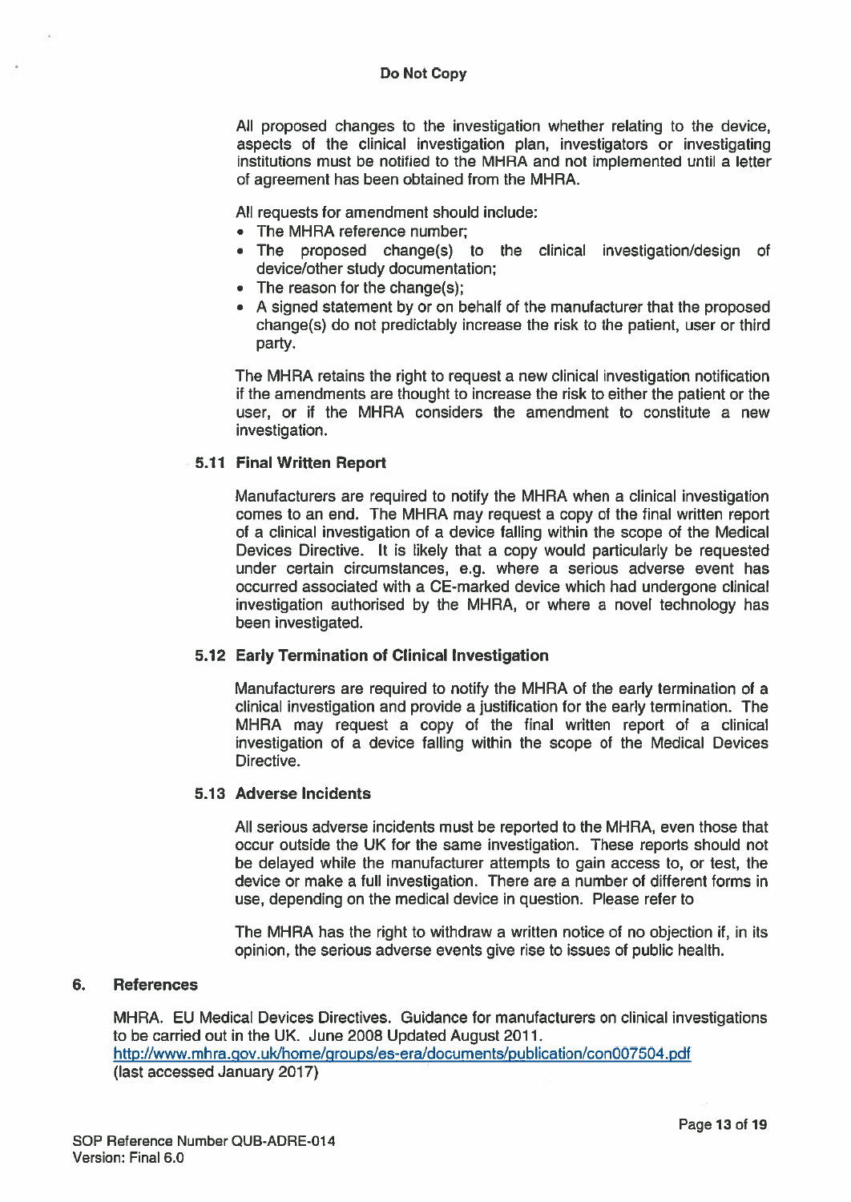All proposed changes to the investigation whether relating to the device, aspects of the clinical investigation plan, investigators or investigating institutions must be notified to the MHRA and not implemented until a letter of agreement has been obtained from the MHRA.

All requests for amendment should include:

- The MHRA reference number;
- The proposed change(s) to the clinical investigation/design of device/other study documentation;
- The reason for the change(s);
- A signed statement by or on behalf of the manufacturer that the proposed change(s) do not predictably increase the risk to the patient, user or third party.

The MHRA retains the right to request a new clinical investigation notification if the amendments are thought to increase the risk to either the patient or the user, or if the MHRA considers the amendment to constitute a new investigation.

### 5.11 Final Written Report

Manufacturers are required to notify the MHRA when a clinical investigation comes to an end. The MHRA may request a copy of the final written report of a clinical investigation of a device falling within the scope of the Medical Devices Directive. It is likely that a copy would particularly be requested under certain circumstances, e.g. where a serious adverse event has occurred associated with a CE-marked device which had undergone clinical investigation authorised by the MHRA, or where a novel technology has been investigated.

### 5.12 Early Termination of Clinical Investigation

Manufacturers are required to notify the MHRA of the early termination of a clinical investigation and provide a justification for the early termination. The MHRA may request a copy of the final written report of a clinical investigation of a device falling within the scope of the Medical Devices Directive.

### 5.13 Adverse Incidents

All serious adverse incidents must be reported to the MHRA, even those that occur outside the UK for the same investigation. These reports should not be delayed while the manufacturer attempts to gain access to, or test, the device or make a full investigation. There are a number of different forms in use, depending on the medical device in question. Please refer to

The MHRA has the right to withdraw a written notice of no objection if, in its opinion, the serious adverse events give rise to issues of public health.

## 6. References

MHRA. EU Medical Devices Directives. Guidance for manufacturers on clinical investigations to be carried out in the UK. June 2008 Updated August 2011.
http://www.mhra.gov.uk/home/groups/es-era/documents/publication/con007504.pdf
(last accessed January 2017)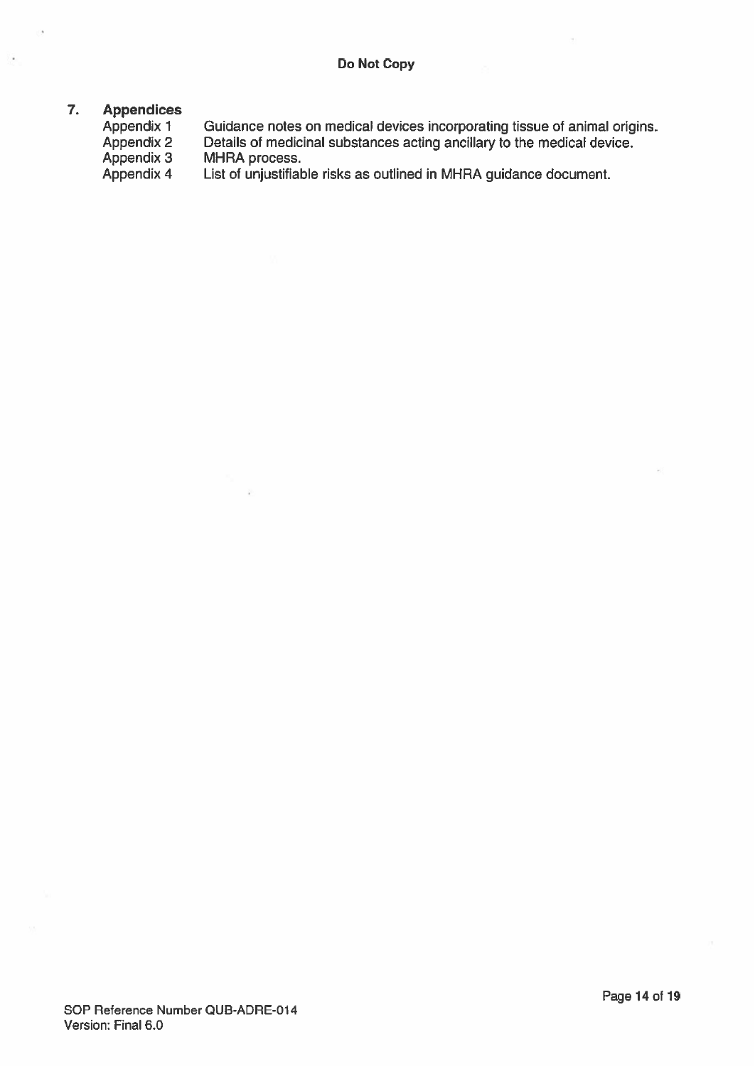## 7. Appendices

| | |
|---|---|
| Appendix 1 | Guidance notes on medical devices incorporating tissue of animal origins. |
| Appendix 2 | Details of medicinal substances acting ancillary to the medical device. |
| Appendix 3 | MHRA process. |
| Appendix 4 | List of unjustifiable risks as outlined in MHRA guidance document. |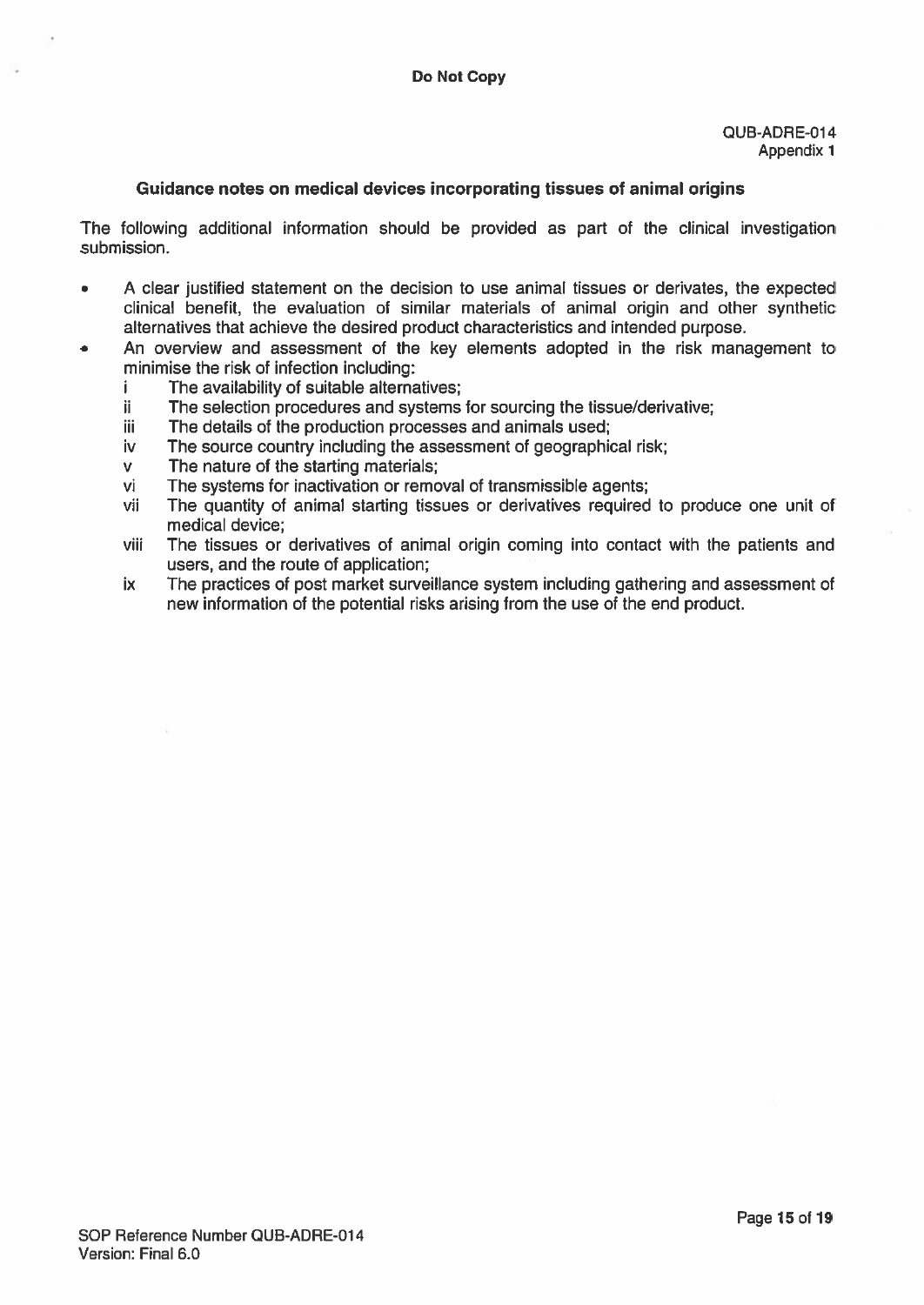QUB-ADRE-014
Appendix 1

## Guidance notes on medical devices incorporating tissues of animal origins

The following additional information should be provided as part of the clinical investigation submission.

- A clear justified statement on the decision to use animal tissues or derivates, the expected clinical benefit, the evaluation of similar materials of animal origin and other synthetic alternatives that achieve the desired product characteristics and intended purpose.
- An overview and assessment of the key elements adopted in the risk management to minimise the risk of infection including:
  - i The availability of suitable alternatives;
  - ii The selection procedures and systems for sourcing the tissue/derivative;
  - iii The details of the production processes and animals used;
  - iv The source country including the assessment of geographical risk;
  - v The nature of the starting materials;
  - vi The systems for inactivation or removal of transmissible agents;
  - vii The quantity of animal starting tissues or derivatives required to produce one unit of medical device;
  - viii The tissues or derivatives of animal origin coming into contact with the patients and users, and the route of application;
  - ix The practices of post market surveillance system including gathering and assessment of new information of the potential risks arising from the use of the end product.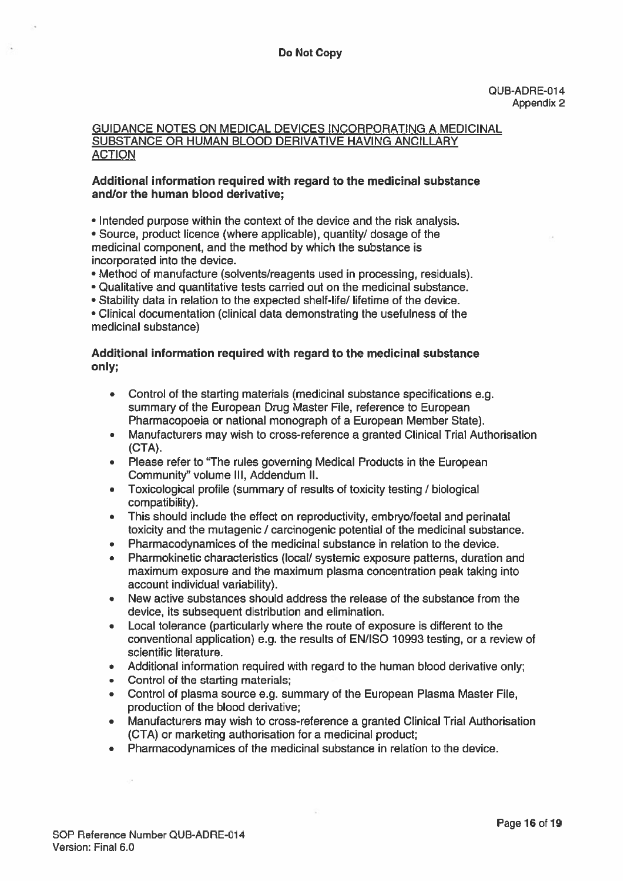Do Not Copy

QUB-ADRE-014
Appendix 2

## GUIDANCE NOTES ON MEDICAL DEVICES INCORPORATING A MEDICINAL SUBSTANCE OR HUMAN BLOOD DERIVATIVE HAVING ANCILLARY ACTION

**Additional information required with regard to the medicinal substance and/or the human blood derivative;**

- Intended purpose within the context of the device and the risk analysis.
- Source, product licence (where applicable), quantity/ dosage of the medicinal component, and the method by which the substance is incorporated into the device.
- Method of manufacture (solvents/reagents used in processing, residuals).
- Qualitative and quantitative tests carried out on the medicinal substance.
- Stability data in relation to the expected shelf-life/ lifetime of the device.
- Clinical documentation (clinical data demonstrating the usefulness of the medicinal substance)

**Additional information required with regard to the medicinal substance only;**

- Control of the starting materials (medicinal substance specifications e.g. summary of the European Drug Master File, reference to European Pharmacopoeia or national monograph of a European Member State).
- Manufacturers may wish to cross-reference a granted Clinical Trial Authorisation (CTA).
- Please refer to "The rules governing Medical Products in the European Community" volume III, Addendum II.
- Toxicological profile (summary of results of toxicity testing / biological compatibility).
- This should include the effect on reproductivity, embryo/foetal and perinatal toxicity and the mutagenic / carcinogenic potential of the medicinal substance.
- Pharmacodynamices of the medicinal substance in relation to the device.
- Pharmokinetic characteristics (local/ systemic exposure patterns, duration and maximum exposure and the maximum plasma concentration peak taking into account individual variability).
- New active substances should address the release of the substance from the device, its subsequent distribution and elimination.
- Local tolerance (particularly where the route of exposure is different to the conventional application) e.g. the results of EN/ISO 10993 testing, or a review of scientific literature.
- Additional information required with regard to the human blood derivative only;
- Control of the starting materials;
- Control of plasma source e.g. summary of the European Plasma Master File, production of the blood derivative;
- Manufacturers may wish to cross-reference a granted Clinical Trial Authorisation (CTA) or marketing authorisation for a medicinal product;
- Pharmacodynamices of the medicinal substance in relation to the device.

SOP Reference Number QUB-ADRE-014
Version: Final 6.0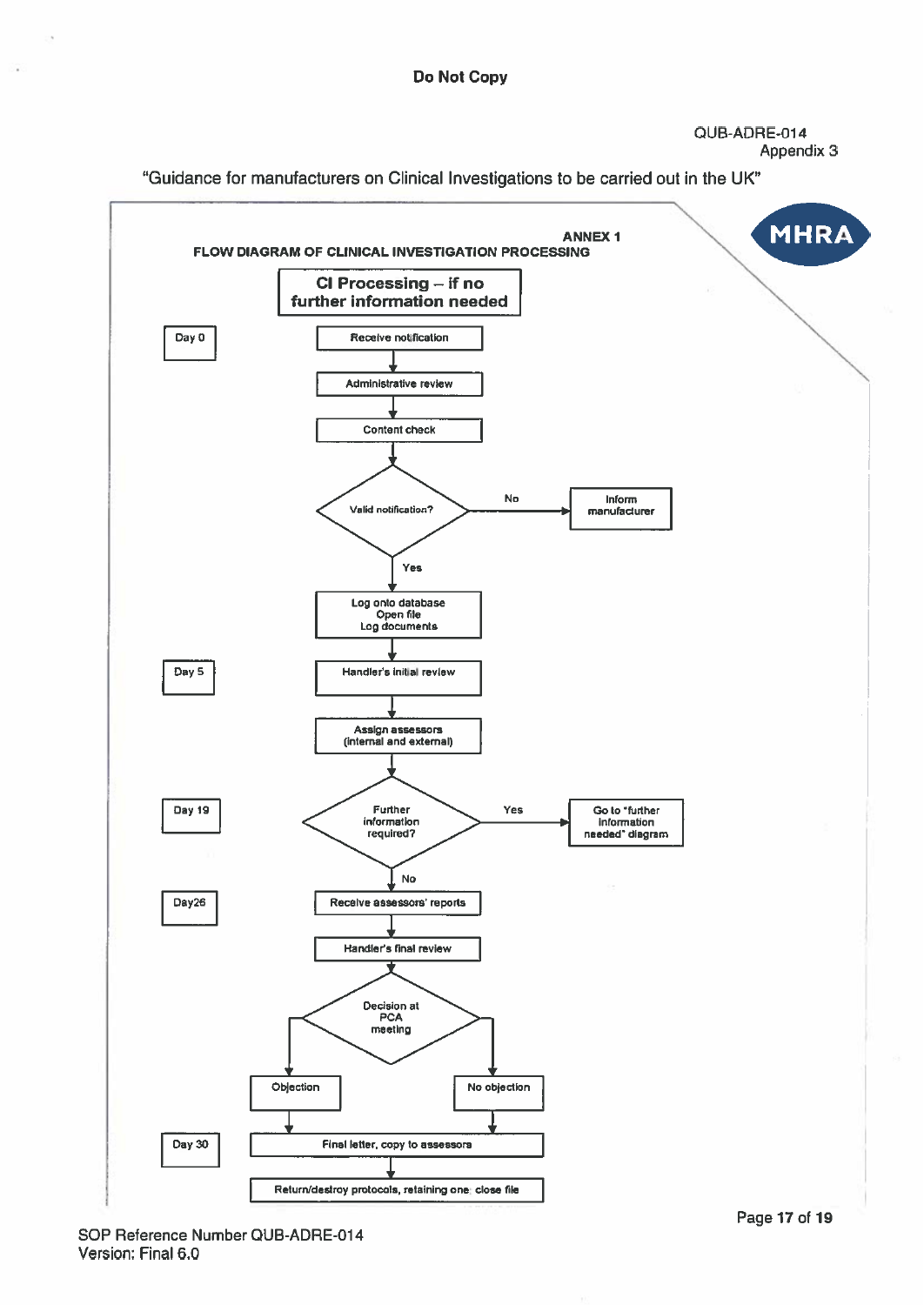**Do Not Copy**

QUB-ADRE-014
Appendix 3

"Guidance for manufacturers on Clinical Investigations to be carried out in the UK"

ANNEX 1

**FLOW DIAGRAM OF CLINICAL INVESTIGATION PROCESSING**

MHRA

**CI Processing – if no further information needed**

- **Day 0**
  - Receive notification
  - Administrative review
  - Content check
  - Valid notification?
    - No → Inform manufacturer
    - Yes → Log onto database / Open file / Log documents
- **Day 5**
  - Handler's initial review
  - Assign assessors (internal and external)
- **Day 19**
  - Further information required?
    - Yes → Go to "further information needed" diagram
    - No ↓
- **Day26**
  - Receive assessors' reports
  - Handler's final review
  - Decision at PCA meeting
    - Objection
    - No objection
- **Day 30**
  - Final letter, copy to assessors
  - Return/destroy protocols, retaining one close file

SOP Reference Number QUB-ADRE-014
Version: Final 6.0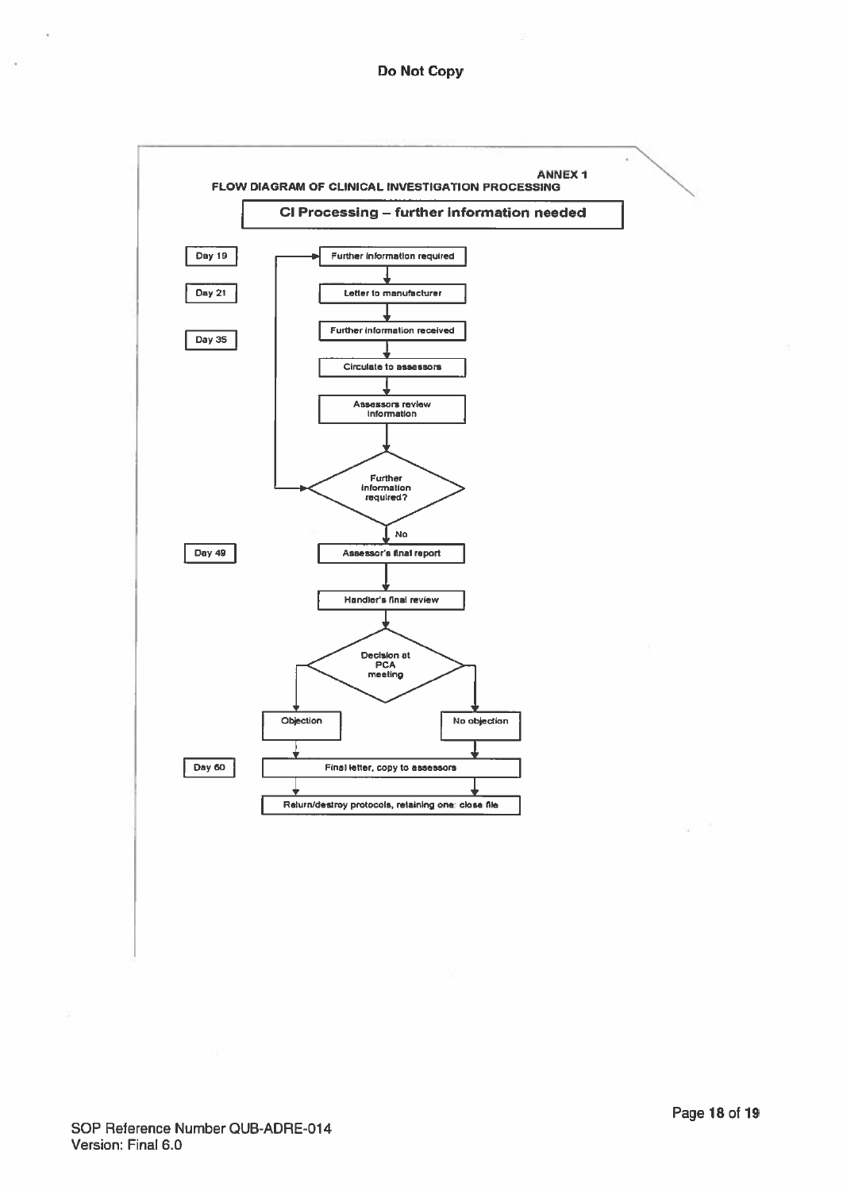## ANNEX 1

### FLOW DIAGRAM OF CLINICAL INVESTIGATION PROCESSING

**CI Processing – further information needed**

Day 19

Further information required

Day 21

Letter to manufacturer

Further information received

Day 35

Circulate to assessors

Assessors review information

Further information required?

No

Day 49

Assessor's final report

Handler's final review

Decision at PCA meeting

Objection

No objection

Day 60

Final letter, copy to assessors

Return/destroy protocols, retaining one: close file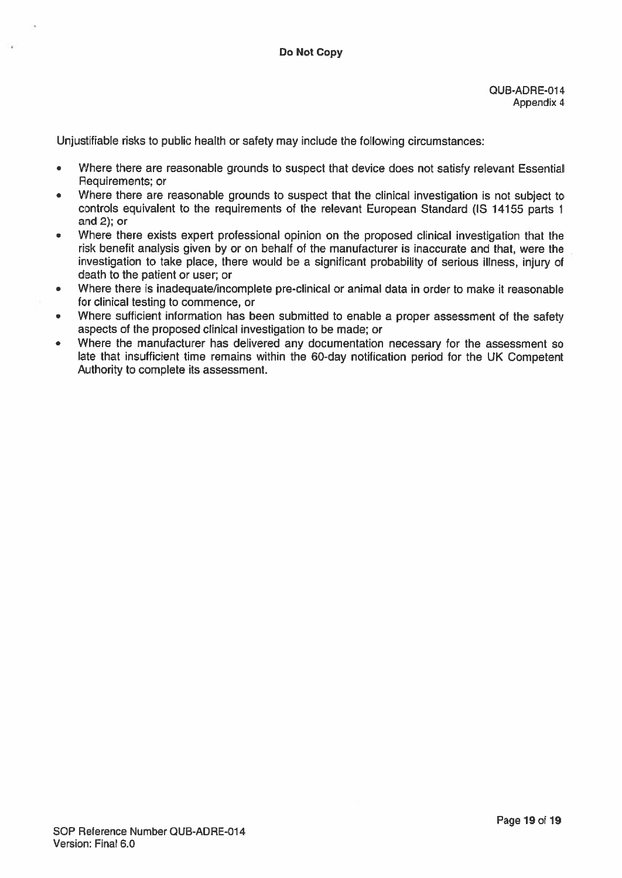Unjustifiable risks to public health or safety may include the following circumstances:

- Where there are reasonable grounds to suspect that device does not satisfy relevant Essential Requirements; or
- Where there are reasonable grounds to suspect that the clinical investigation is not subject to controls equivalent to the requirements of the relevant European Standard (IS 14155 parts 1 and 2); or
- Where there exists expert professional opinion on the proposed clinical investigation that the risk benefit analysis given by or on behalf of the manufacturer is inaccurate and that, were the investigation to take place, there would be a significant probability of serious illness, injury of death to the patient or user; or
- Where there is inadequate/incomplete pre-clinical or animal data in order to make it reasonable for clinical testing to commence, or
- Where sufficient information has been submitted to enable a proper assessment of the safety aspects of the proposed clinical investigation to be made; or
- Where the manufacturer has delivered any documentation necessary for the assessment so late that insufficient time remains within the 60-day notification period for the UK Competent Authority to complete its assessment.